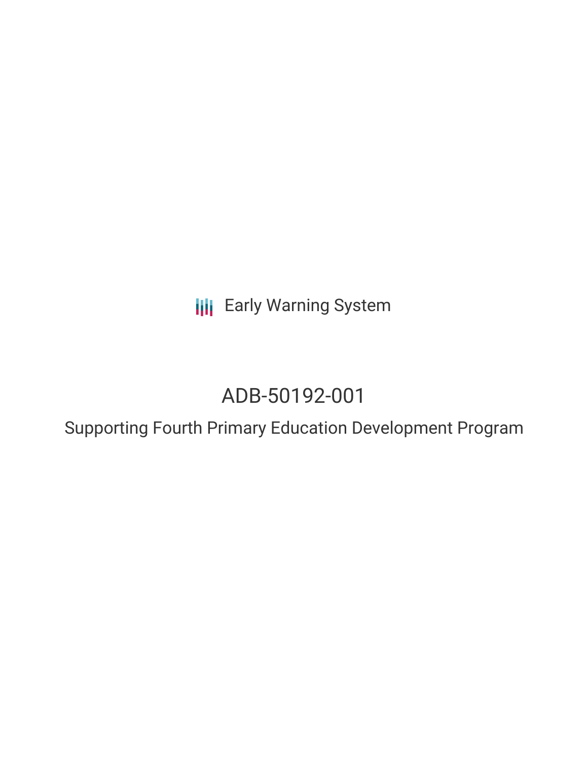Early Warning System

# ADB-50192-001

## Supporting Fourth Primary Education Development Program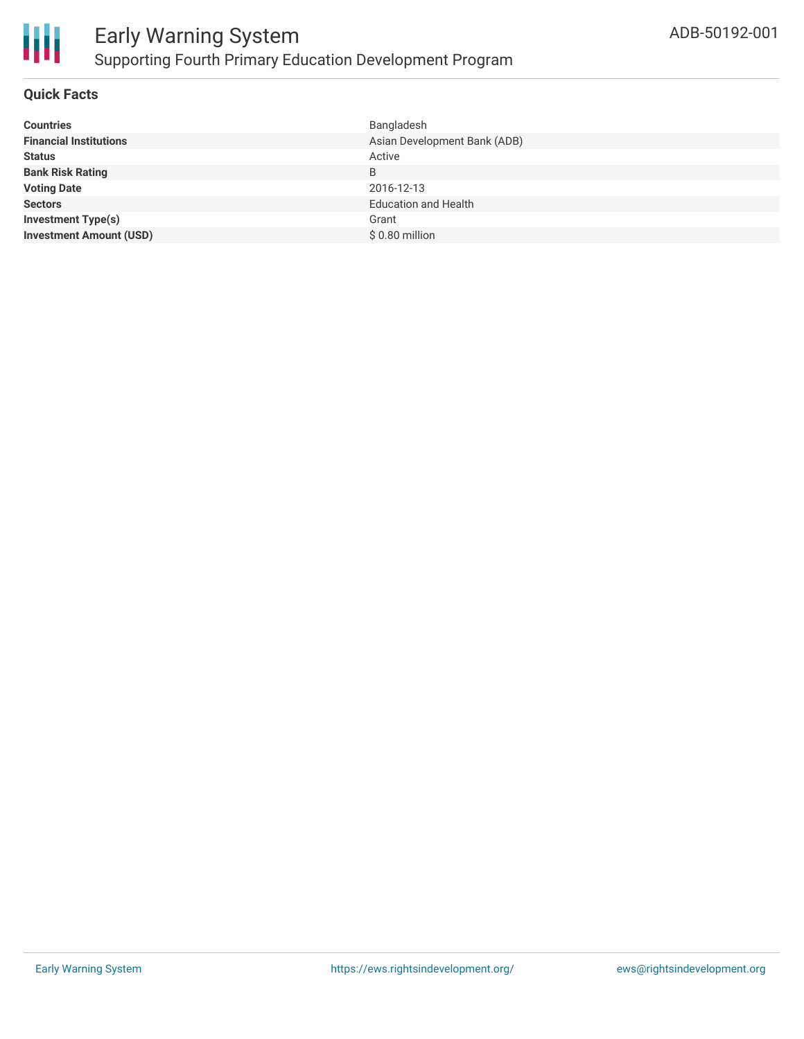# Early Warning System

## Supporting Fourth Primary Education Development Program

ADB-50192-001

### Quick Facts

| | |
|---|---|
| **Countries** | Bangladesh |
| **Financial Institutions** | Asian Development Bank (ADB) |
| **Status** | Active |
| **Bank Risk Rating** | B |
| **Voting Date** | 2016-12-13 |
| **Sectors** | Education and Health |
| **Investment Type(s)** | Grant |
| **Investment Amount (USD)** | $ 0.80 million |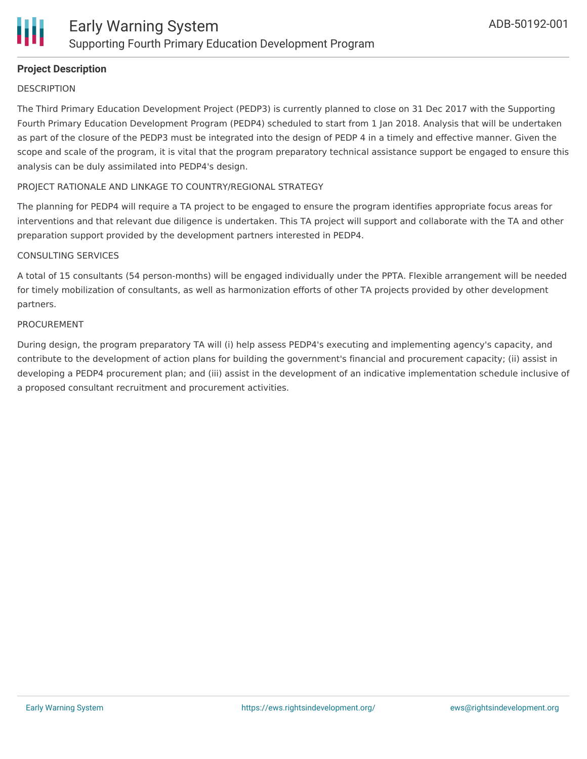## Project Description

DESCRIPTION

The Third Primary Education Development Project (PEDP3) is currently planned to close on 31 Dec 2017 with the Supporting Fourth Primary Education Development Program (PEDP4) scheduled to start from 1 Jan 2018. Analysis that will be undertaken as part of the closure of the PEDP3 must be integrated into the design of PEDP 4 in a timely and effective manner. Given the scope and scale of the program, it is vital that the program preparatory technical assistance support be engaged to ensure this analysis can be duly assimilated into PEDP4's design.

PROJECT RATIONALE AND LINKAGE TO COUNTRY/REGIONAL STRATEGY

The planning for PEDP4 will require a TA project to be engaged to ensure the program identifies appropriate focus areas for interventions and that relevant due diligence is undertaken. This TA project will support and collaborate with the TA and other preparation support provided by the development partners interested in PEDP4.

CONSULTING SERVICES

A total of 15 consultants (54 person-months) will be engaged individually under the PPTA. Flexible arrangement will be needed for timely mobilization of consultants, as well as harmonization efforts of other TA projects provided by other development partners.

PROCUREMENT

During design, the program preparatory TA will (i) help assess PEDP4's executing and implementing agency's capacity, and contribute to the development of action plans for building the government's financial and procurement capacity; (ii) assist in developing a PEDP4 procurement plan; and (iii) assist in the development of an indicative implementation schedule inclusive of a proposed consultant recruitment and procurement activities.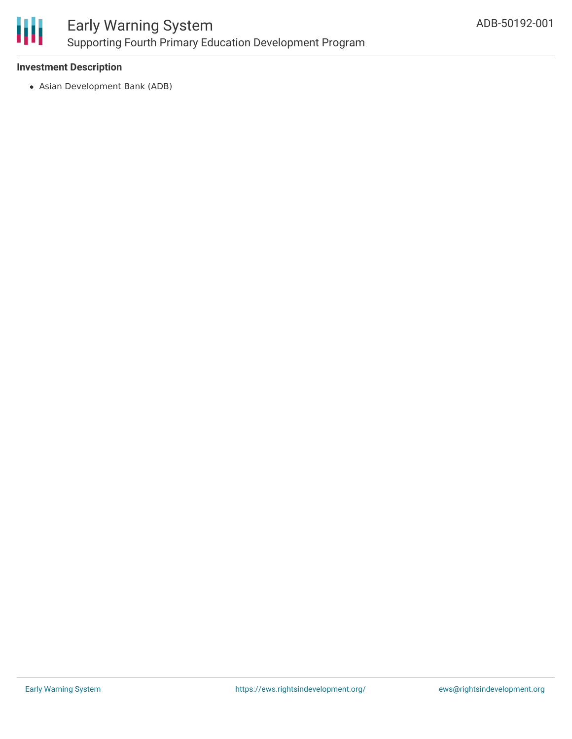### Investment Description

- Asian Development Bank (ADB)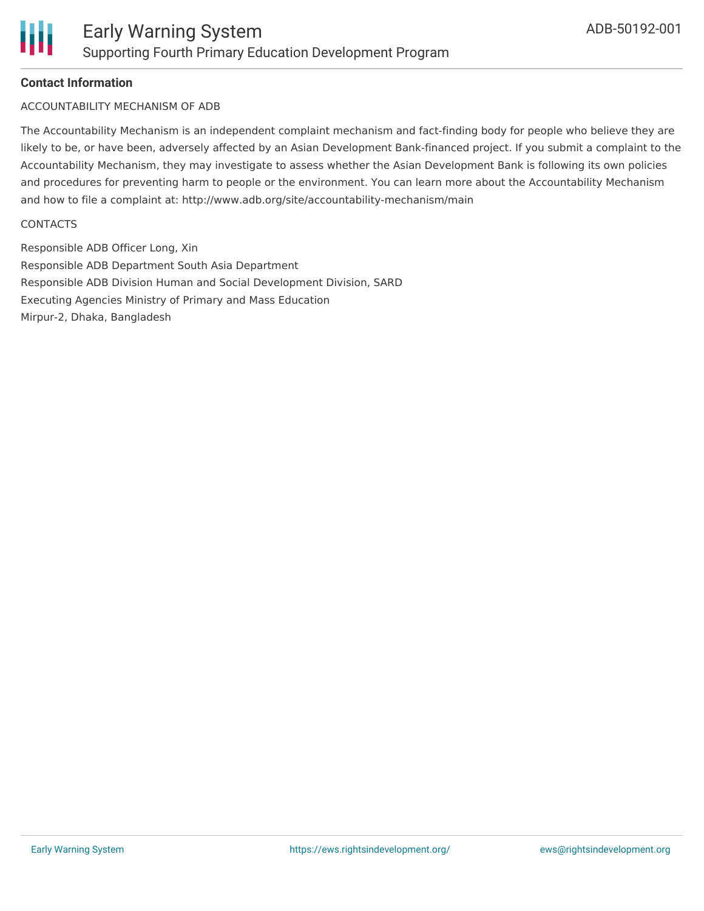**Contact Information**

ACCOUNTABILITY MECHANISM OF ADB

The Accountability Mechanism is an independent complaint mechanism and fact-finding body for people who believe they are likely to be, or have been, adversely affected by an Asian Development Bank-financed project. If you submit a complaint to the Accountability Mechanism, they may investigate to assess whether the Asian Development Bank is following its own policies and procedures for preventing harm to people or the environment. You can learn more about the Accountability Mechanism and how to file a complaint at: http://www.adb.org/site/accountability-mechanism/main

CONTACTS

Responsible ADB Officer Long, Xin
Responsible ADB Department South Asia Department
Responsible ADB Division Human and Social Development Division, SARD
Executing Agencies Ministry of Primary and Mass Education
Mirpur-2, Dhaka, Bangladesh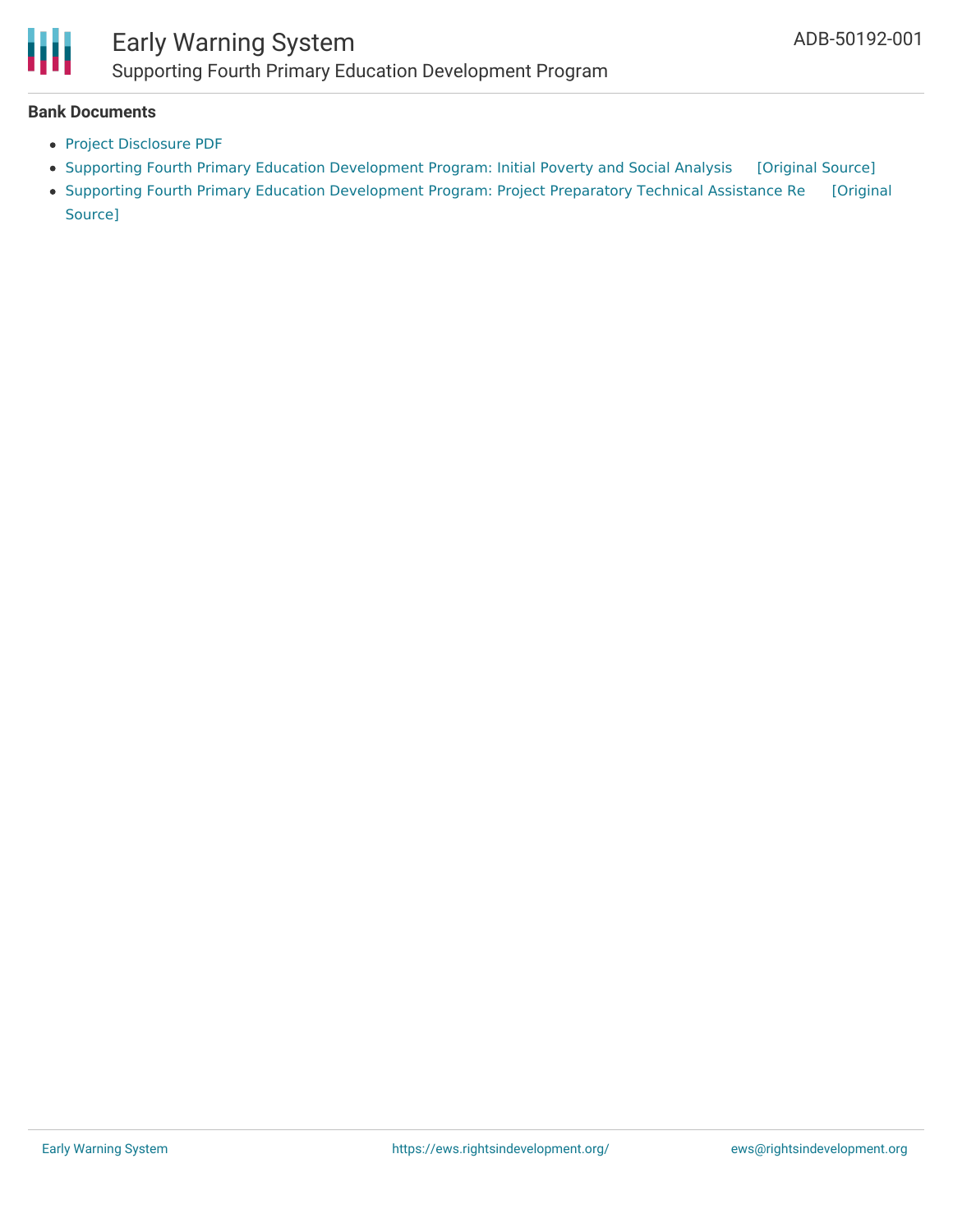### Bank Documents

- Project Disclosure PDF
- Supporting Fourth Primary Education Development Program: Initial Poverty and Social Analysis [Original Source]
- Supporting Fourth Primary Education Development Program: Project Preparatory Technical Assistance Re [Original Source]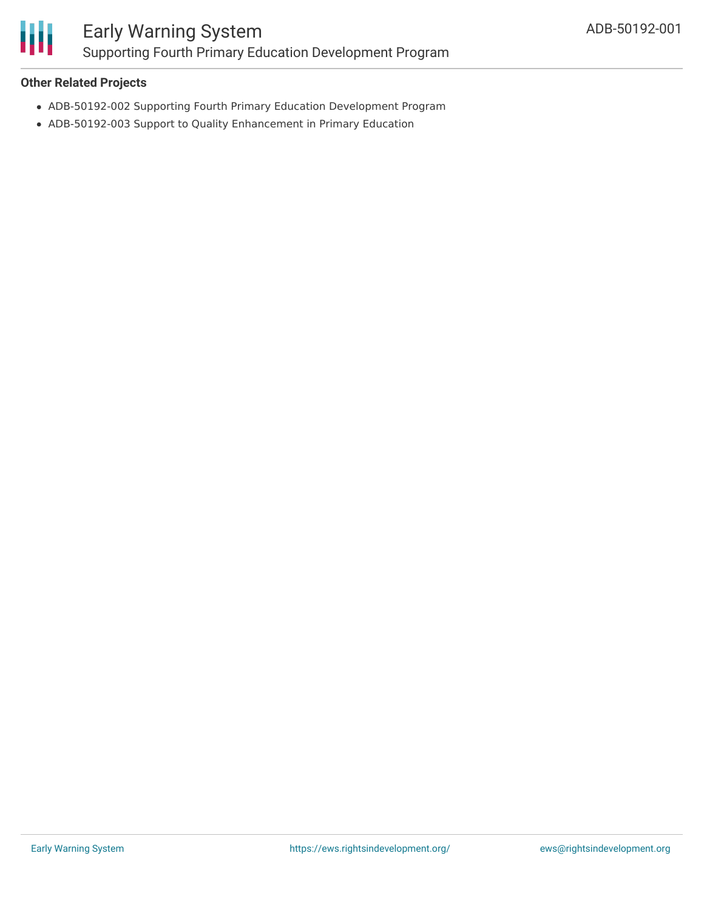**Other Related Projects**

- ADB-50192-002 Supporting Fourth Primary Education Development Program
- ADB-50192-003 Support to Quality Enhancement in Primary Education